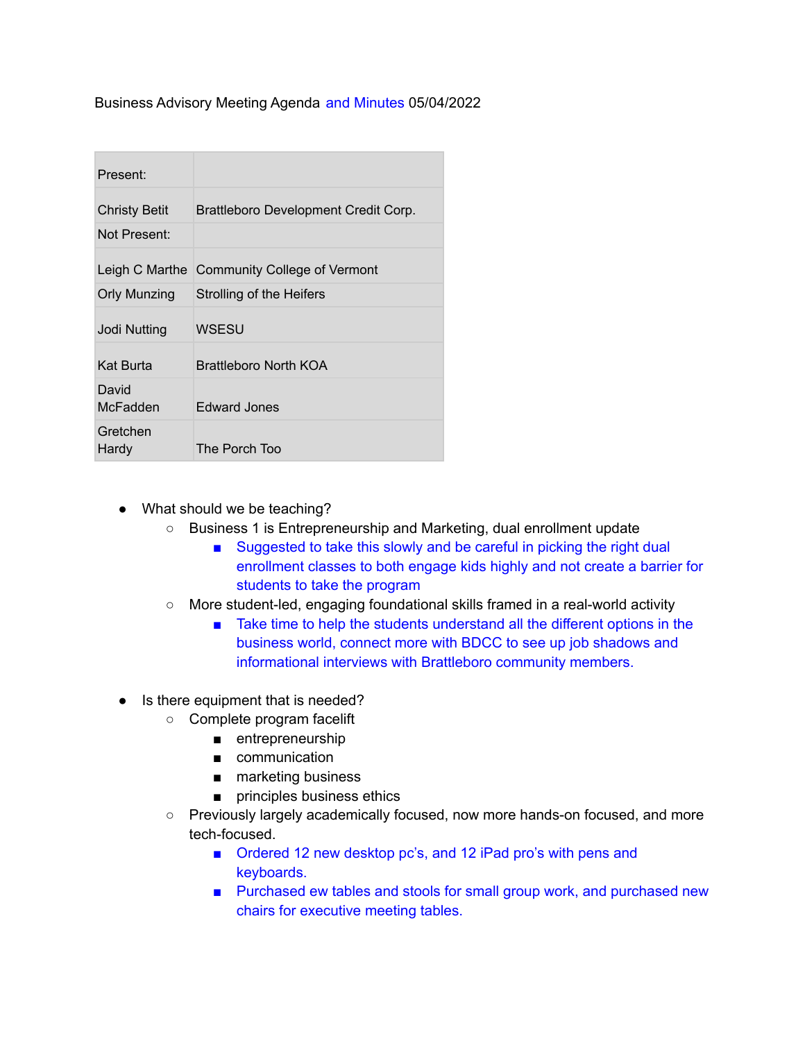Business Advisory Meeting Agenda and Minutes 05/04/2022

| Present: | |
| --- | --- |
| Christy Betit | Brattleboro Development Credit Corp. |
| Not Present: | |
| Leigh C Marthe | Community College of Vermont |
| Orly Munzing | Strolling of the Heifers |
| Jodi Nutting | WSESU |
| Kat Burta | Brattleboro North KOA |
| David McFadden | Edward Jones |
| Gretchen Hardy | The Porch Too |

- What should we be teaching?
  - Business 1 is Entrepreneurship and Marketing, dual enrollment update
    - Suggested to take this slowly and be careful in picking the right dual enrollment classes to both engage kids highly and not create a barrier for students to take the program
  - More student-led, engaging foundational skills framed in a real-world activity
    - Take time to help the students understand all the different options in the business world, connect more with BDCC to see up job shadows and informational interviews with Brattleboro community members.

- Is there equipment that is needed?
  - Complete program facelift
    - entrepreneurship
    - communication
    - marketing business
    - principles business ethics
  - Previously largely academically focused, now more hands-on focused, and more tech-focused.
    - Ordered 12 new desktop pc's, and 12 iPad pro's with pens and keyboards.
    - Purchased ew tables and stools for small group work, and purchased new chairs for executive meeting tables.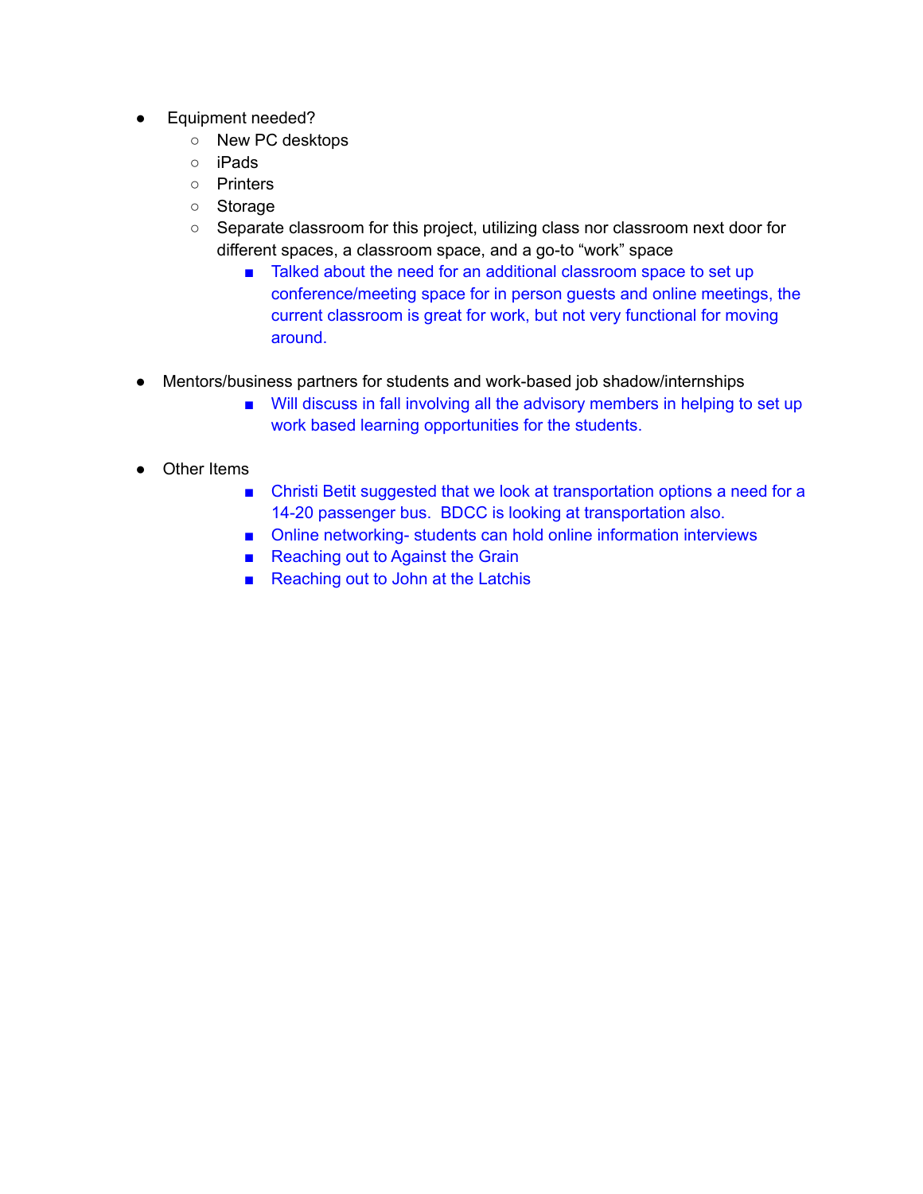- Equipment needed?
    - New PC desktops
    - iPads
    - Printers
    - Storage
    - Separate classroom for this project, utilizing class nor classroom next door for different spaces, a classroom space, and a go-to "work" space
        - Talked about the need for an additional classroom space to set up conference/meeting space for in person guests and online meetings, the current classroom is great for work, but not very functional for moving around.

- Mentors/business partners for students and work-based job shadow/internships
        - Will discuss in fall involving all the advisory members in helping to set up work based learning opportunities for the students.

- Other Items
        - Christi Betit suggested that we look at transportation options a need for a 14-20 passenger bus. BDCC is looking at transportation also.
        - Online networking- students can hold online information interviews
        - Reaching out to Against the Grain
        - Reaching out to John at the Latchis